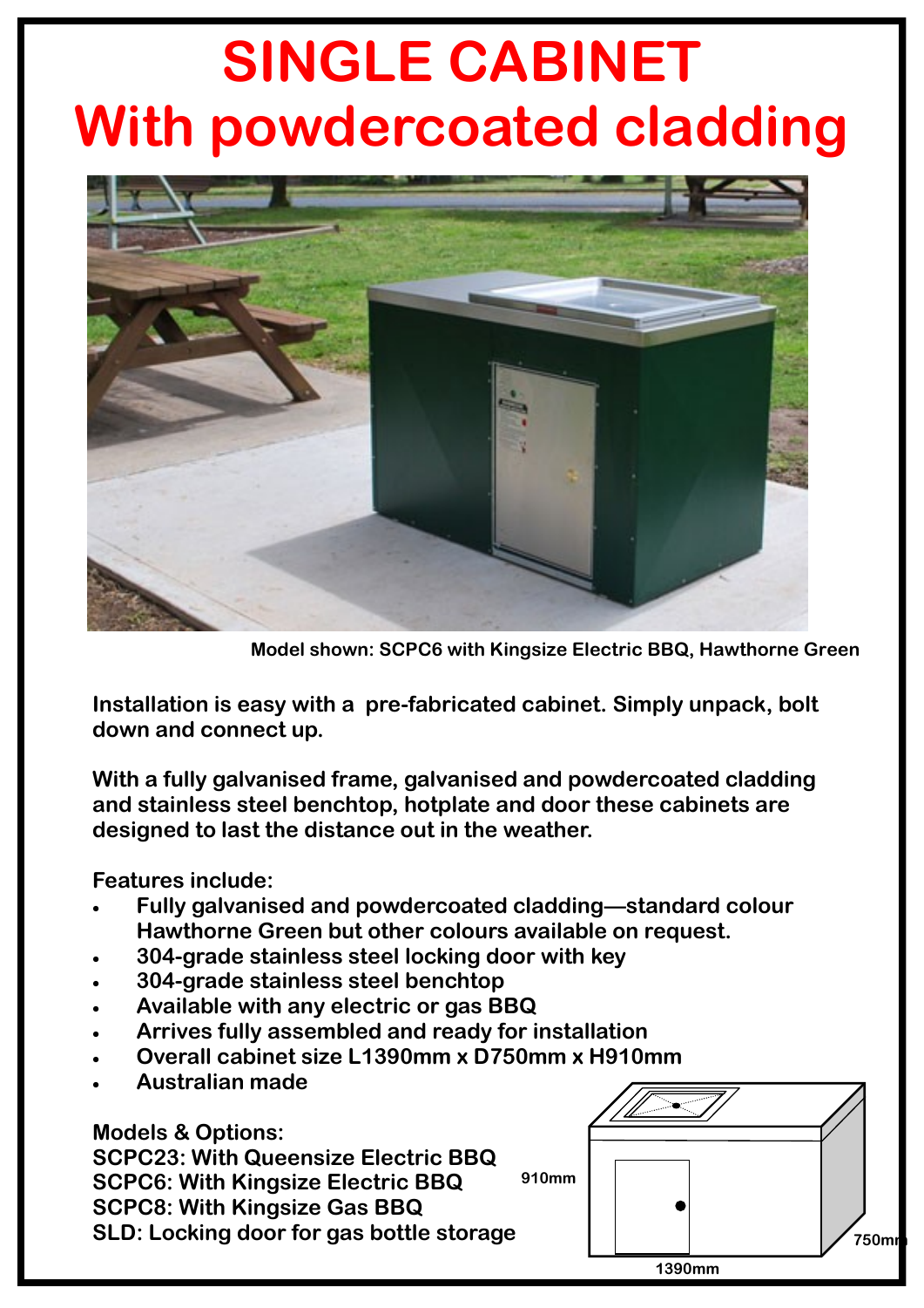# SINGLE CABINET
# With powdercoated cladding

Model shown: SCPC6 with Kingsize Electric BBQ, Hawthorne Green

**Installation is easy with a pre-fabricated cabinet. Simply unpack, bolt down and connect up.**

**With a fully galvanised frame, galvanised and powdercoated cladding and stainless steel benchtop, hotplate and door these cabinets are designed to last the distance out in the weather.**

**Features include:**

- **Fully galvanised and powdercoated cladding—standard colour Hawthorne Green but other colours available on request.**
- **304-grade stainless steel locking door with key**
- **304-grade stainless steel benchtop**
- **Available with any electric or gas BBQ**
- **Arrives fully assembled and ready for installation**
- **Overall cabinet size L1390mm x D750mm x H910mm**
- **Australian made**

**Models & Options:**
**SCPC23: With Queensize Electric BBQ**
**SCPC6: With Kingsize Electric BBQ**
**SCPC8: With Kingsize Gas BBQ**
**SLD: Locking door for gas bottle storage**

910mm
750mm
1390mm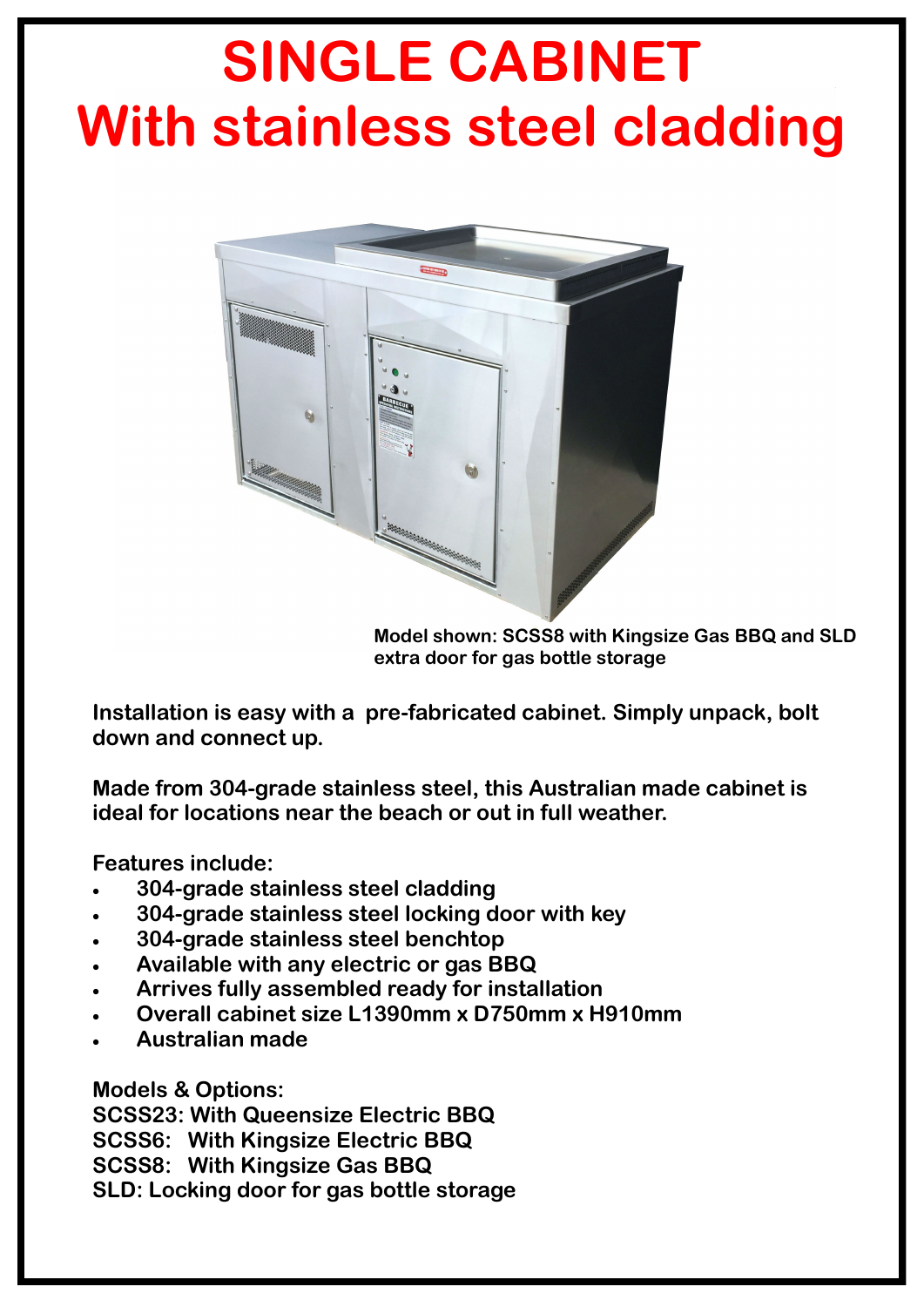# SINGLE CABINET
# With stainless steel cladding

**Model shown: SCSS8 with Kingsize Gas BBQ and SLD extra door for gas bottle storage**

**Installation is easy with a pre-fabricated cabinet. Simply unpack, bolt down and connect up.**

**Made from 304-grade stainless steel, this Australian made cabinet is ideal for locations near the beach or out in full weather.**

**Features include:**

- **304-grade stainless steel cladding**
- **304-grade stainless steel locking door with key**
- **304-grade stainless steel benchtop**
- **Available with any electric or gas BBQ**
- **Arrives fully assembled ready for installation**
- **Overall cabinet size L1390mm x D750mm x H910mm**
- **Australian made**

**Models & Options:**
**SCSS23: With Queensize Electric BBQ**
**SCSS6: With Kingsize Electric BBQ**
**SCSS8: With Kingsize Gas BBQ**
**SLD: Locking door for gas bottle storage**